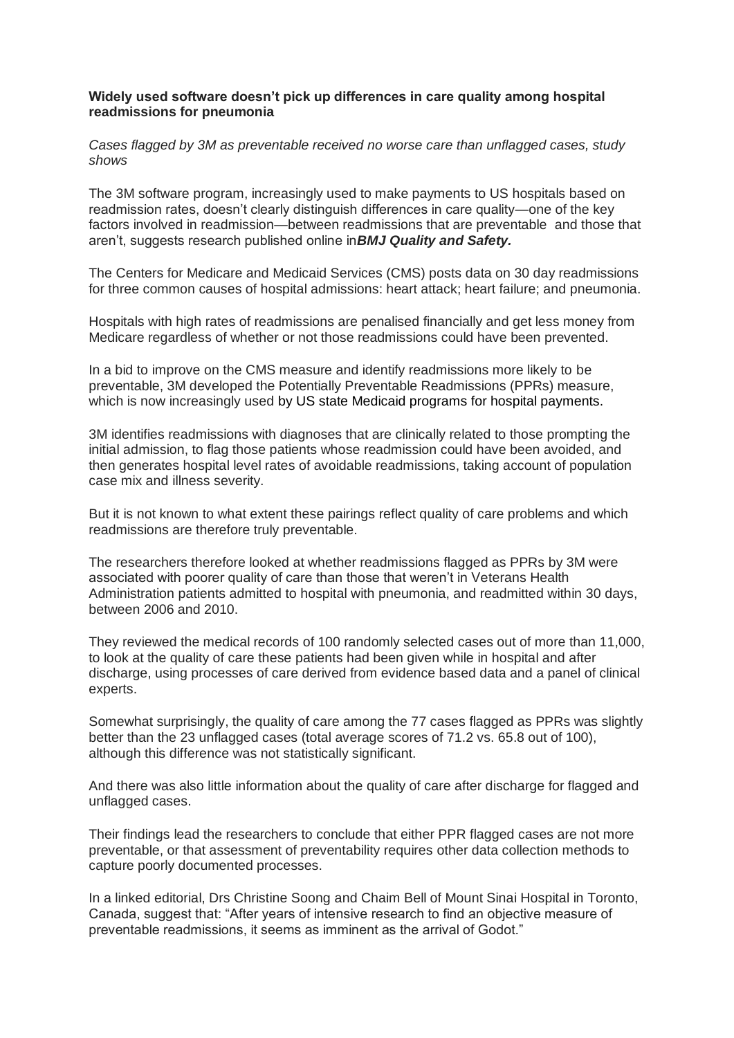**Widely used software doesn't pick up differences in care quality among hospital readmissions for pneumonia**

*Cases flagged by 3M as preventable received no worse care than unflagged cases, study shows*

The 3M software program, increasingly used to make payments to US hospitals based on readmission rates, doesn't clearly distinguish differences in care quality—one of the key factors involved in readmission—between readmissions that are preventable and those that aren't, suggests research published online in***BMJ Quality and Safety.***

The Centers for Medicare and Medicaid Services (CMS) posts data on 30 day readmissions for three common causes of hospital admissions: heart attack; heart failure; and pneumonia.

Hospitals with high rates of readmissions are penalised financially and get less money from Medicare regardless of whether or not those readmissions could have been prevented.

In a bid to improve on the CMS measure and identify readmissions more likely to be preventable, 3M developed the Potentially Preventable Readmissions (PPRs) measure, which is now increasingly used by US state Medicaid programs for hospital payments.

3M identifies readmissions with diagnoses that are clinically related to those prompting the initial admission, to flag those patients whose readmission could have been avoided, and then generates hospital level rates of avoidable readmissions, taking account of population case mix and illness severity.

But it is not known to what extent these pairings reflect quality of care problems and which readmissions are therefore truly preventable.

The researchers therefore looked at whether readmissions flagged as PPRs by 3M were associated with poorer quality of care than those that weren't in Veterans Health Administration patients admitted to hospital with pneumonia, and readmitted within 30 days, between 2006 and 2010.

They reviewed the medical records of 100 randomly selected cases out of more than 11,000, to look at the quality of care these patients had been given while in hospital and after discharge, using processes of care derived from evidence based data and a panel of clinical experts.

Somewhat surprisingly, the quality of care among the 77 cases flagged as PPRs was slightly better than the 23 unflagged cases (total average scores of 71.2 vs. 65.8 out of 100), although this difference was not statistically significant.

And there was also little information about the quality of care after discharge for flagged and unflagged cases.

Their findings lead the researchers to conclude that either PPR flagged cases are not more preventable, or that assessment of preventability requires other data collection methods to capture poorly documented processes.

In a linked editorial, Drs Christine Soong and Chaim Bell of Mount Sinai Hospital in Toronto, Canada, suggest that: "After years of intensive research to find an objective measure of preventable readmissions, it seems as imminent as the arrival of Godot."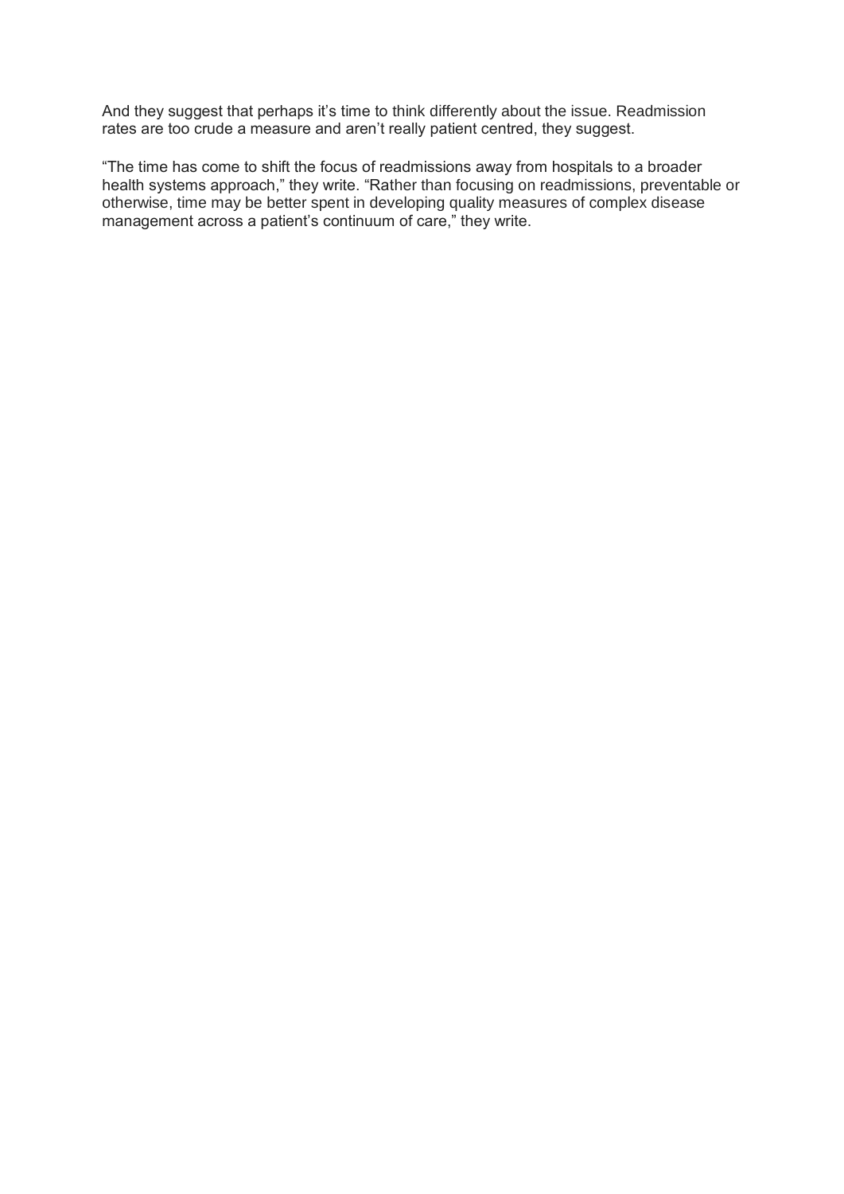And they suggest that perhaps it's time to think differently about the issue. Readmission rates are too crude a measure and aren't really patient centred, they suggest.

"The time has come to shift the focus of readmissions away from hospitals to a broader health systems approach," they write. "Rather than focusing on readmissions, preventable or otherwise, time may be better spent in developing quality measures of complex disease management across a patient's continuum of care," they write.